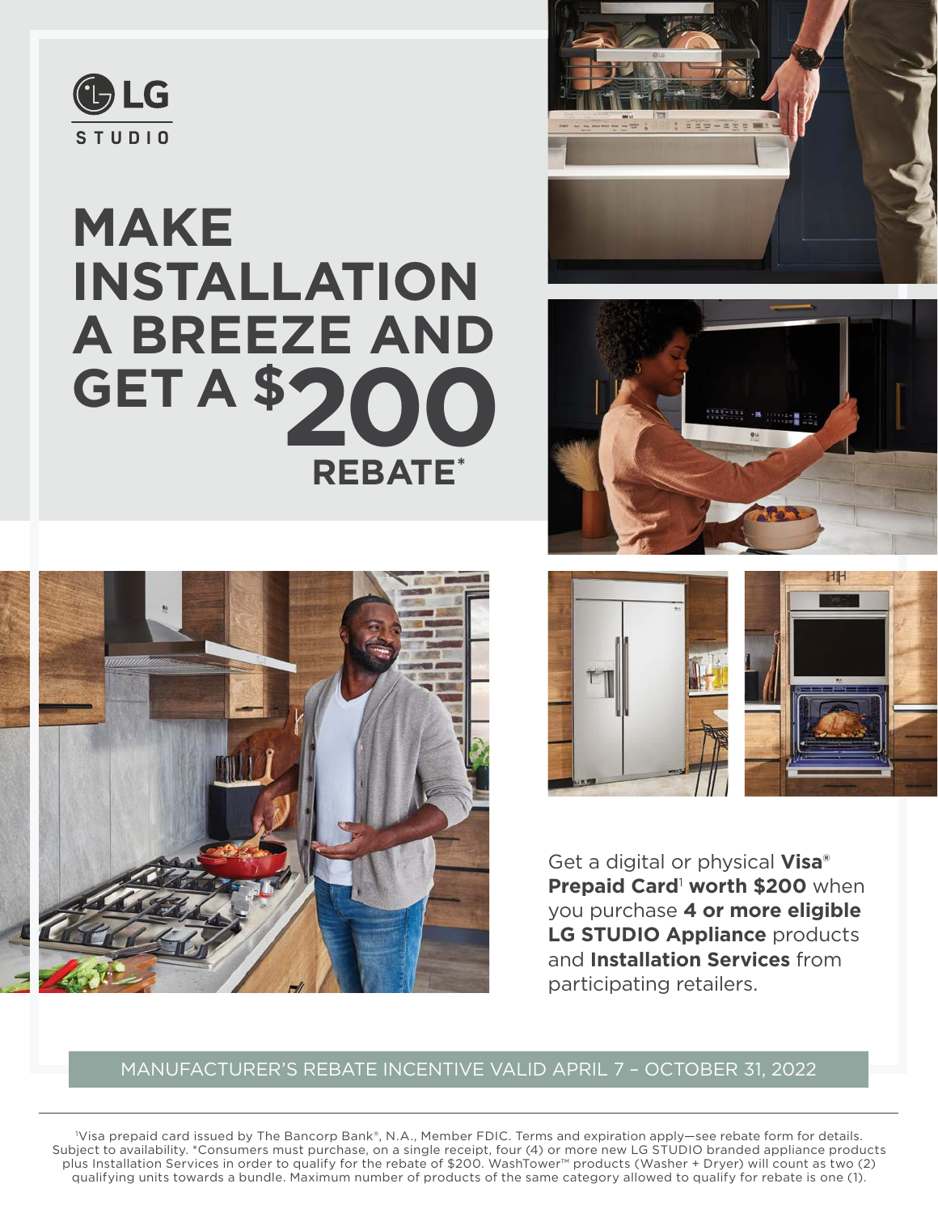LG STUDIO

# MAKE INSTALLATION A BREEZE AND GET A $200 REBATE*

Get a digital or physical **Visa® Prepaid Card**[1] **worth $200** when you purchase **4 or more eligible LG STUDIO Appliance** products and **Installation Services** from participating retailers.

MANUFACTURER'S REBATE INCENTIVE VALID APRIL 7 – OCTOBER 31, 2022

[1]Visa prepaid card issued by The Bancorp Bank®, N.A., Member FDIC. Terms and expiration apply—see rebate form for details. Subject to availability. *Consumers must purchase, on a single receipt, four (4) or more new LG STUDIO branded appliance products plus Installation Services in order to qualify for the rebate of $200. WashTower™ products (Washer + Dryer) will count as two (2) qualifying units towards a bundle. Maximum number of products of the same category allowed to qualify for rebate is one (1).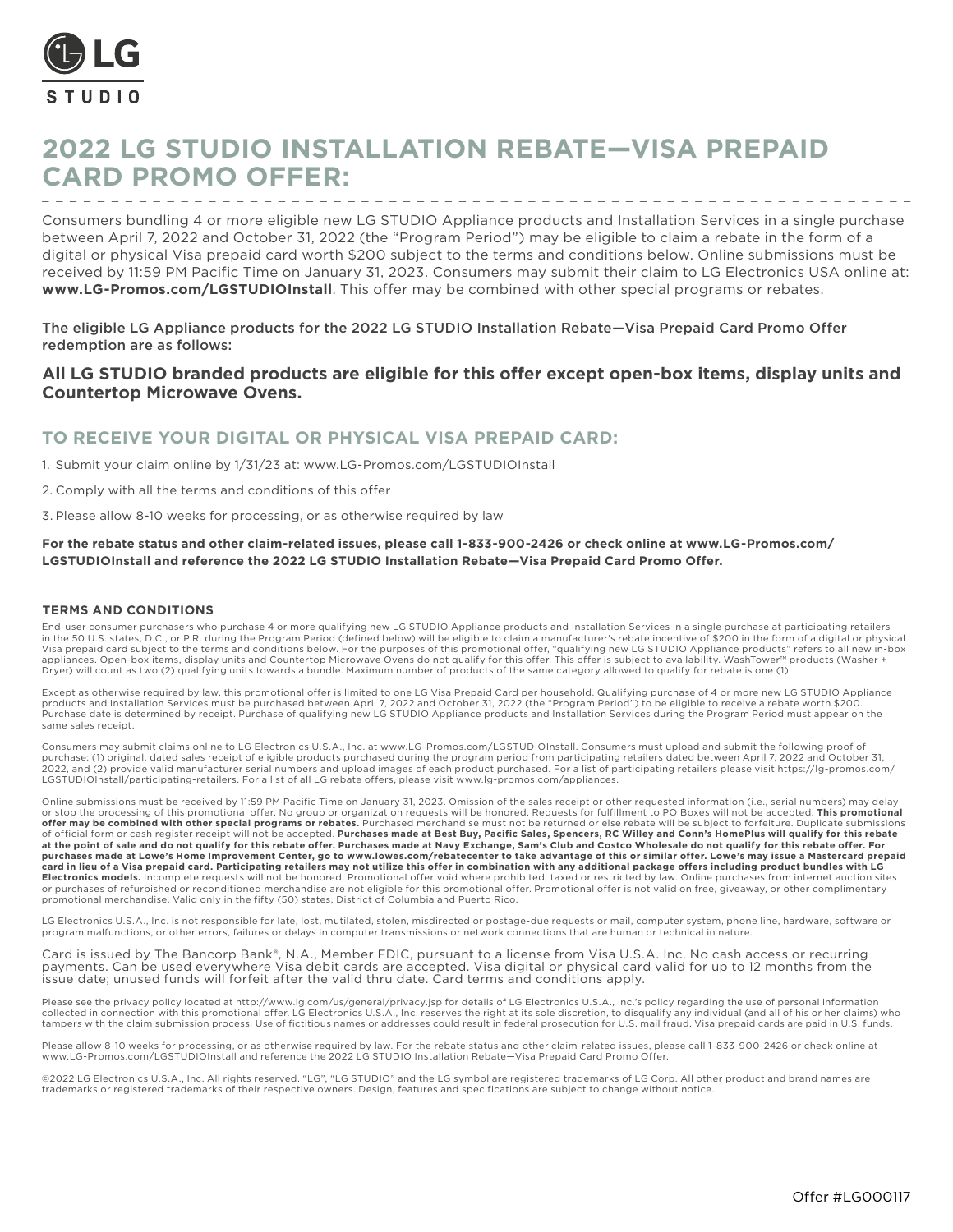LG STUDIO

# 2022 LG STUDIO INSTALLATION REBATE—VISA PREPAID CARD PROMO OFFER:

Consumers bundling 4 or more eligible new LG STUDIO Appliance products and Installation Services in a single purchase between April 7, 2022 and October 31, 2022 (the "Program Period") may be eligible to claim a rebate in the form of a digital or physical Visa prepaid card worth $200 subject to the terms and conditions below. Online submissions must be received by 11:59 PM Pacific Time on January 31, 2023. Consumers may submit their claim to LG Electronics USA online at: **www.LG-Promos.com/LGSTUDIOInstall**. This offer may be combined with other special programs or rebates.

**The eligible LG Appliance products for the 2022 LG STUDIO Installation Rebate—Visa Prepaid Card Promo Offer redemption are as follows:**

**All LG STUDIO branded products are eligible for this offer except open-box items, display units and Countertop Microwave Ovens.**

## TO RECEIVE YOUR DIGITAL OR PHYSICAL VISA PREPAID CARD:

1. Submit your claim online by 1/31/23 at: www.LG-Promos.com/LGSTUDIOInstall
2. Comply with all the terms and conditions of this offer
3. Please allow 8-10 weeks for processing, or as otherwise required by law

**For the rebate status and other claim-related issues, please call 1-833-900-2426 or check online at www.LG-Promos.com/LGSTUDIOInstall and reference the 2022 LG STUDIO Installation Rebate—Visa Prepaid Card Promo Offer.**

### TERMS AND CONDITIONS

End-user consumer purchasers who purchase 4 or more qualifying new LG STUDIO Appliance products and Installation Services in a single purchase at participating retailers in the 50 U.S. states, D.C., or P.R. during the Program Period (defined below) will be eligible to claim a manufacturer's rebate incentive of $200 in the form of a digital or physical Visa prepaid card subject to the terms and conditions below. For the purposes of this promotional offer, "qualifying new LG STUDIO Appliance products" refers to all new in-box appliances. Open-box items, display units and Countertop Microwave Ovens do not qualify for this offer. This offer is subject to availability. WashTower™ products (Washer + Dryer) will count as two (2) qualifying units towards a bundle. Maximum number of products of the same category allowed to qualify for rebate is one (1).

Except as otherwise required by law, this promotional offer is limited to one LG Visa Prepaid Card per household. Qualifying purchase of 4 or more new LG STUDIO Appliance products and Installation Services must be purchased between April 7, 2022 and October 31, 2022 (the "Program Period") to be eligible to receive a rebate worth $200. Purchase date is determined by receipt. Purchase of qualifying new LG STUDIO Appliance products and Installation Services during the Program Period must appear on the same sales receipt.

Consumers may submit claims online to LG Electronics U.S.A., Inc. at www.LG-Promos.com/LGSTUDIOInstall. Consumers must upload and submit the following proof of purchase: (1) original, dated sales receipt of eligible products purchased during the program period from participating retailers dated between April 7, 2022 and October 31, 2022, and (2) provide valid manufacturer serial numbers and upload images of each product purchased. For a list of participating retailers please visit https://lg-promos.com/LGSTUDIOInstall/participating-retailers. For a list of all LG rebate offers, please visit www.lg-promos.com/appliances.

Online submissions must be received by 11:59 PM Pacific Time on January 31, 2023. Omission of the sales receipt or other requested information (i.e., serial numbers) may delay or stop the processing of this promotional offer. No group or organization requests will be honored. Requests for fulfillment to PO Boxes will not be accepted. **This promotional offer may be combined with other special programs or rebates.** Purchased merchandise must not be returned or else rebate will be subject to forfeiture. Duplicate submissions of official form or cash register receipt will not be accepted. **Purchases made at Best Buy, Pacific Sales, Spencers, RC Willey and Conn's HomePlus will qualify for this rebate at the point of sale and do not qualify for this rebate offer. Purchases made at Navy Exchange, Sam's Club and Costco Wholesale do not qualify for this rebate offer. For purchases made at Lowe's Home Improvement Center, go to www.lowes.com/rebatecenter to take advantage of this or similar offer. Lowe's may issue a Mastercard prepaid card in lieu of a Visa prepaid card. Participating retailers may not utilize this offer in combination with any additional package offers including product bundles with LG Electronics models.** Incomplete requests will not be honored. Promotional offer void where prohibited, taxed or restricted by law. Online purchases from internet auction sites or purchases of refurbished or reconditioned merchandise are not eligible for this promotional offer. Promotional offer is not valid on free, giveaway, or other complimentary promotional merchandise. Valid only in the fifty (50) states, District of Columbia and Puerto Rico.

LG Electronics U.S.A., Inc. is not responsible for late, lost, mutilated, stolen, misdirected or postage-due requests or mail, computer system, phone line, hardware, software or program malfunctions, or other errors, failures or delays in computer transmissions or network connections that are human or technical in nature.

Card is issued by The Bancorp Bank®, N.A., Member FDIC, pursuant to a license from Visa U.S.A. Inc. No cash access or recurring payments. Can be used everywhere Visa debit cards are accepted. Visa digital or physical card valid for up to 12 months from the issue date; unused funds will forfeit after the valid thru date. Card terms and conditions apply.

Please see the privacy policy located at http://www.lg.com/us/general/privacy.jsp for details of LG Electronics U.S.A., Inc.'s policy regarding the use of personal information collected in connection with this promotional offer. LG Electronics U.S.A., Inc. reserves the right at its sole discretion, to disqualify any individual (and all of his or her claims) who tampers with the claim submission process. Use of fictitious names or addresses could result in federal prosecution for U.S. mail fraud. Visa prepaid cards are paid in U.S. funds.

Please allow 8-10 weeks for processing, or as otherwise required by law. For the rebate status and other claim-related issues, please call 1-833-900-2426 or check online at www.LG-Promos.com/LGSTUDIOInstall and reference the 2022 LG STUDIO Installation Rebate—Visa Prepaid Card Promo Offer.

©2022 LG Electronics U.S.A., Inc. All rights reserved. "LG", "LG STUDIO" and the LG symbol are registered trademarks of LG Corp. All other product and brand names are trademarks or registered trademarks of their respective owners. Design, features and specifications are subject to change without notice.

Offer #LG000117